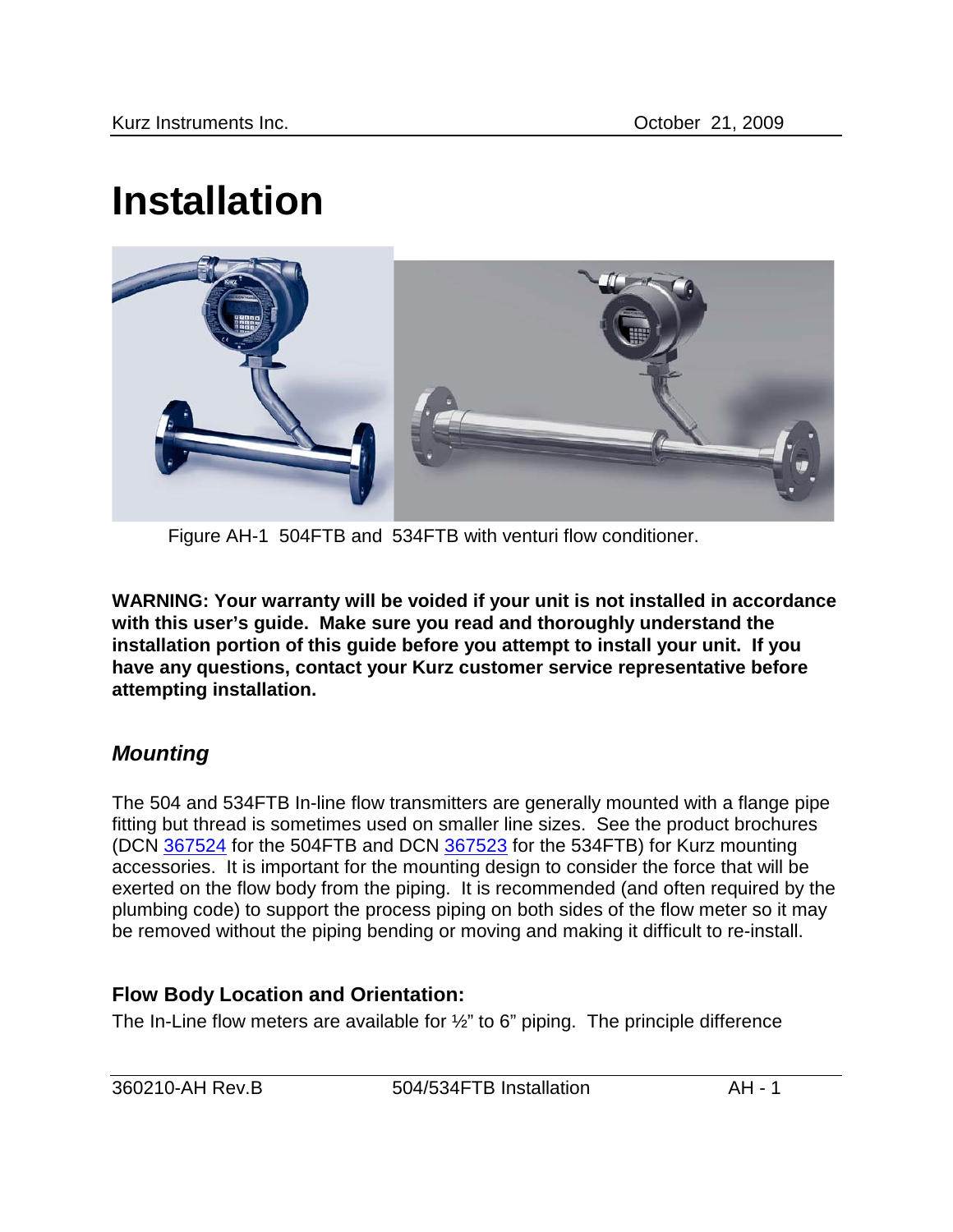# Installation

Figure AH-1 504FTB and 534FTB with venturi flow conditioner.

**WARNING: Your warranty will be voided if your unit is not installed in accordance with this user's guide. Make sure you read and thoroughly understand the installation portion of this guide before you attempt to install your unit. If you have any questions, contact your Kurz customer service representative before attempting installation.**

## *Mounting*

The 504 and 534FTB In-line flow transmitters are generally mounted with a flange pipe fitting but thread is sometimes used on smaller line sizes. See the product brochures (DCN 367524 for the 504FTB and DCN 367523 for the 534FTB) for Kurz mounting accessories. It is important for the mounting design to consider the force that will be exerted on the flow body from the piping. It is recommended (and often required by the plumbing code) to support the process piping on both sides of the flow meter so it may be removed without the piping bending or moving and making it difficult to re-install.

### Flow Body Location and Orientation:

The In-Line flow meters are available for ½" to 6" piping. The principle difference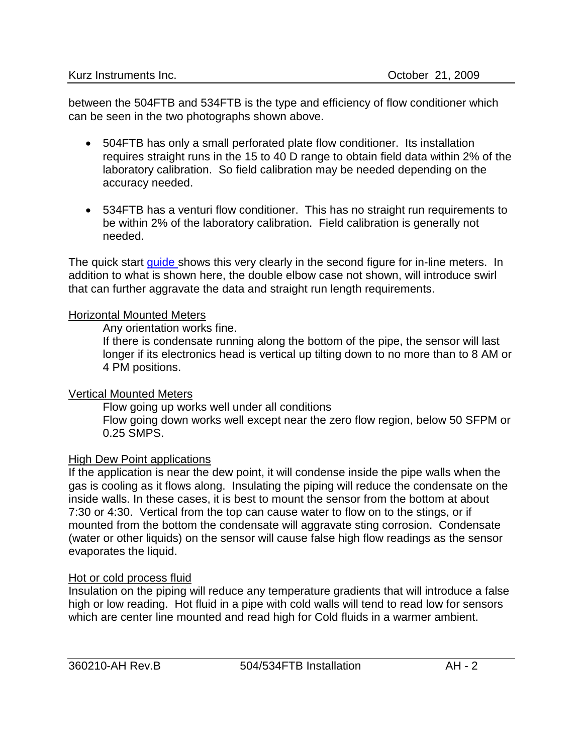between the 504FTB and 534FTB is the type and efficiency of flow conditioner which can be seen in the two photographs shown above.

- 504FTB has only a small perforated plate flow conditioner. Its installation requires straight runs in the 15 to 40 D range to obtain field data within 2% of the laboratory calibration. So field calibration may be needed depending on the accuracy needed.

- 534FTB has a venturi flow conditioner. This has no straight run requirements to be within 2% of the laboratory calibration. Field calibration is generally not needed.

The quick start guide shows this very clearly in the second figure for in-line meters. In addition to what is shown here, the double elbow case not shown, will introduce swirl that can further aggravate the data and straight run length requirements.

Horizontal Mounted Meters

Any orientation works fine.
If there is condensate running along the bottom of the pipe, the sensor will last longer if its electronics head is vertical up tilting down to no more than to 8 AM or 4 PM positions.

Vertical Mounted Meters

Flow going up works well under all conditions
Flow going down works well except near the zero flow region, below 50 SFPM or 0.25 SMPS.

High Dew Point applications

If the application is near the dew point, it will condense inside the pipe walls when the gas is cooling as it flows along. Insulating the piping will reduce the condensate on the inside walls. In these cases, it is best to mount the sensor from the bottom at about 7:30 or 4:30. Vertical from the top can cause water to flow on to the stings, or if mounted from the bottom the condensate will aggravate sting corrosion. Condensate (water or other liquids) on the sensor will cause false high flow readings as the sensor evaporates the liquid.

Hot or cold process fluid

Insulation on the piping will reduce any temperature gradients that will introduce a false high or low reading. Hot fluid in a pipe with cold walls will tend to read low for sensors which are center line mounted and read high for Cold fluids in a warmer ambient.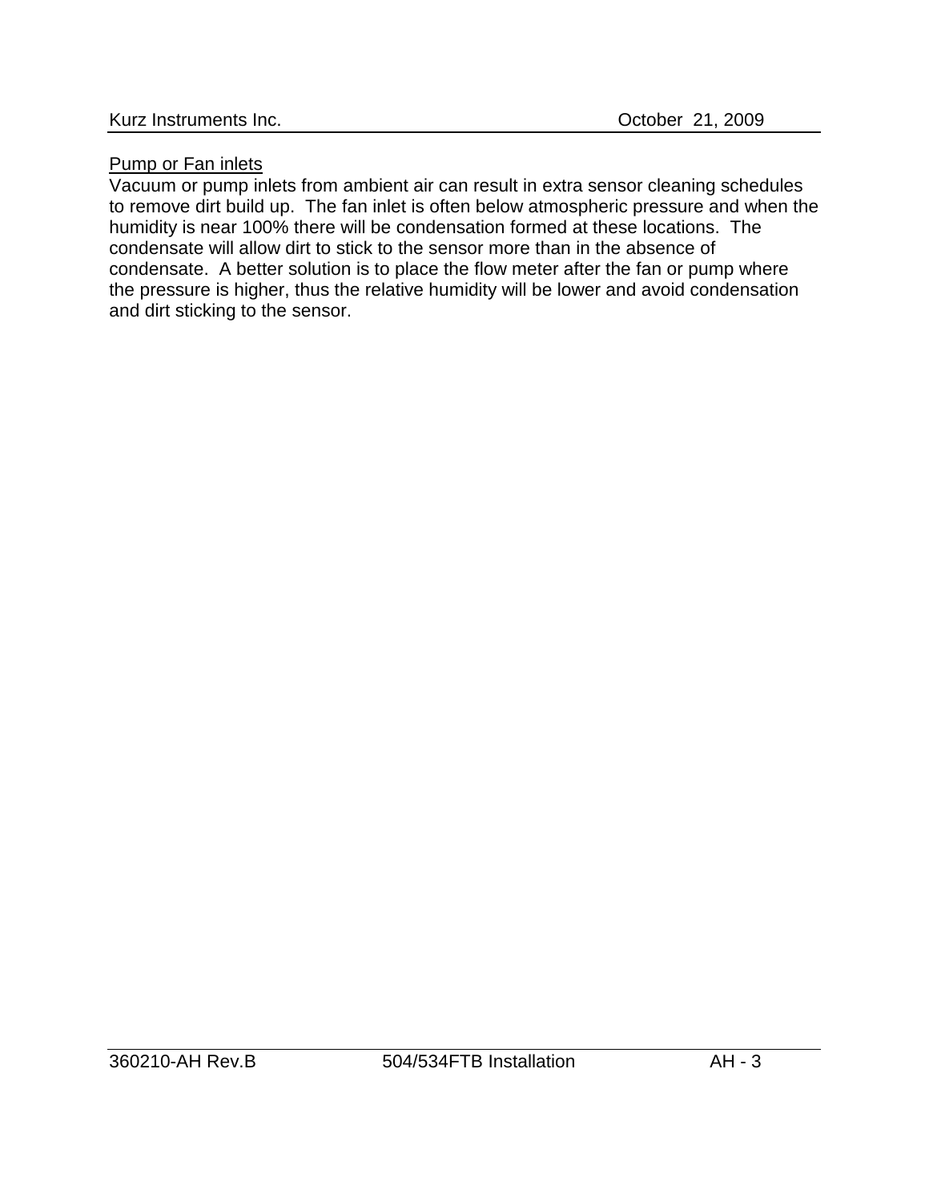<u>Pump or Fan inlets</u>

Vacuum or pump inlets from ambient air can result in extra sensor cleaning schedules to remove dirt build up. The fan inlet is often below atmospheric pressure and when the humidity is near 100% there will be condensation formed at these locations. The condensate will allow dirt to stick to the sensor more than in the absence of condensate. A better solution is to place the flow meter after the fan or pump where the pressure is higher, thus the relative humidity will be lower and avoid condensation and dirt sticking to the sensor.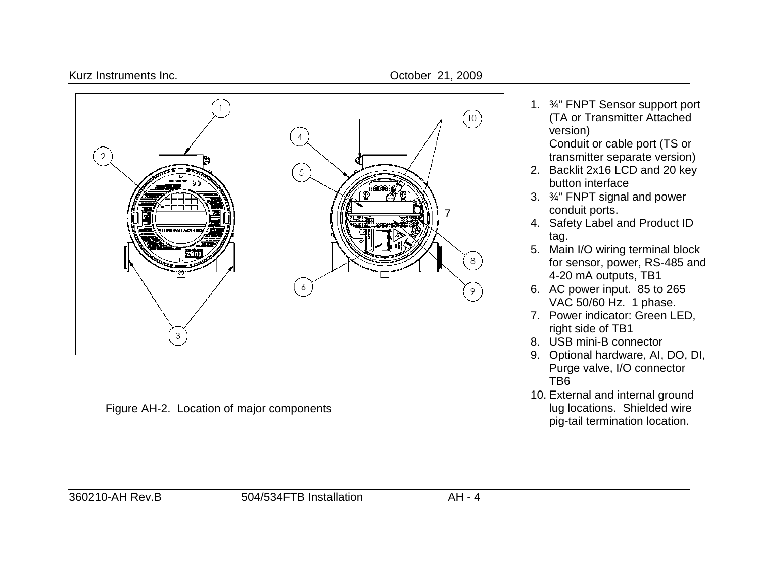Figure AH-2. Location of major components

1. ¾" FNPT Sensor support port (TA or Transmitter Attached version)
   Conduit or cable port (TS or transmitter separate version)
2. Backlit 2x16 LCD and 20 key button interface
3. ¾" FNPT signal and power conduit ports.
4. Safety Label and Product ID tag.
5. Main I/O wiring terminal block for sensor, power, RS-485 and 4-20 mA outputs, TB1
6. AC power input. 85 to 265 VAC 50/60 Hz. 1 phase.
7. Power indicator: Green LED, right side of TB1
8. USB mini-B connector
9. Optional hardware, AI, DO, DI, Purge valve, I/O connector TB6
10. External and internal ground lug locations. Shielded wire pig-tail termination location.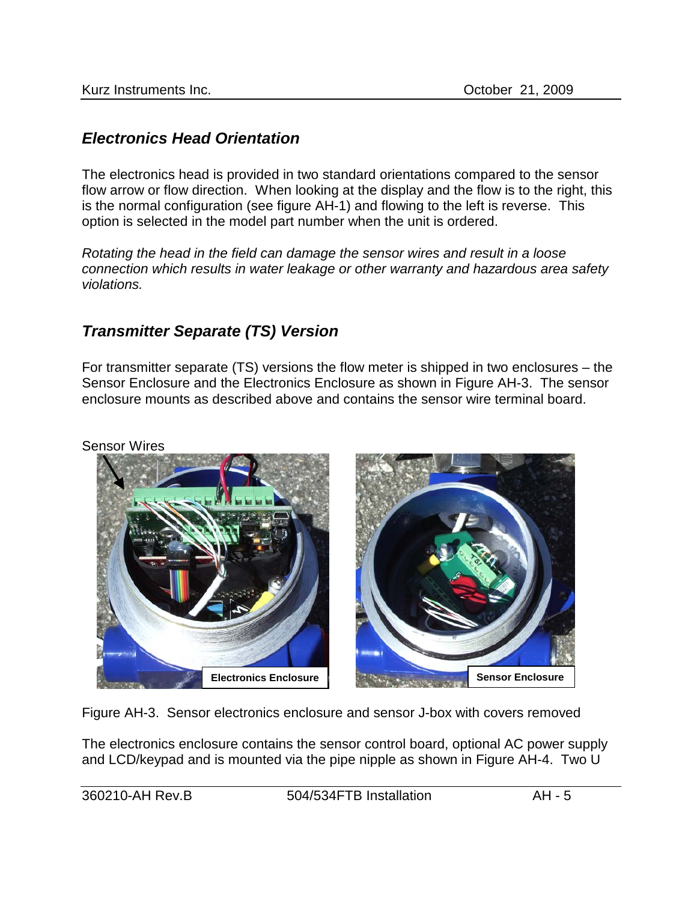## *Electronics Head Orientation*

The electronics head is provided in two standard orientations compared to the sensor flow arrow or flow direction. When looking at the display and the flow is to the right, this is the normal configuration (see figure AH-1) and flowing to the left is reverse. This option is selected in the model part number when the unit is ordered.

*Rotating the head in the field can damage the sensor wires and result in a loose connection which results in water leakage or other warranty and hazardous area safety violations.*

## *Transmitter Separate (TS) Version*

For transmitter separate (TS) versions the flow meter is shipped in two enclosures – the Sensor Enclosure and the Electronics Enclosure as shown in Figure AH-3. The sensor enclosure mounts as described above and contains the sensor wire terminal board.

Sensor Wires

Electronics Enclosure

Sensor Enclosure

Figure AH-3. Sensor electronics enclosure and sensor J-box with covers removed

The electronics enclosure contains the sensor control board, optional AC power supply and LCD/keypad and is mounted via the pipe nipple as shown in Figure AH-4. Two U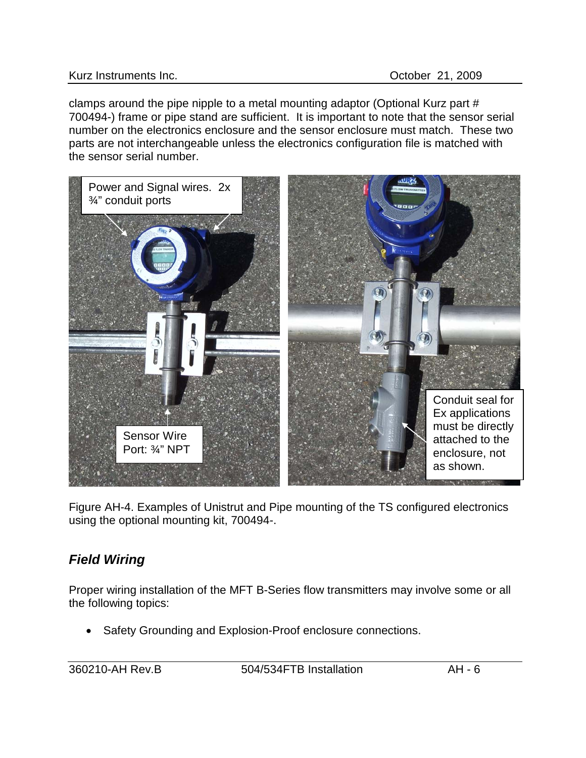clamps around the pipe nipple to a metal mounting adaptor (Optional Kurz part # 700494-) frame or pipe stand are sufficient. It is important to note that the sensor serial number on the electronics enclosure and the sensor enclosure must match. These two parts are not interchangeable unless the electronics configuration file is matched with the sensor serial number.

Figure AH-4. Examples of Unistrut and Pipe mounting of the TS configured electronics using the optional mounting kit, 700494-.

## *Field Wiring*

Proper wiring installation of the MFT B-Series flow transmitters may involve some or all the following topics:

- Safety Grounding and Explosion-Proof enclosure connections.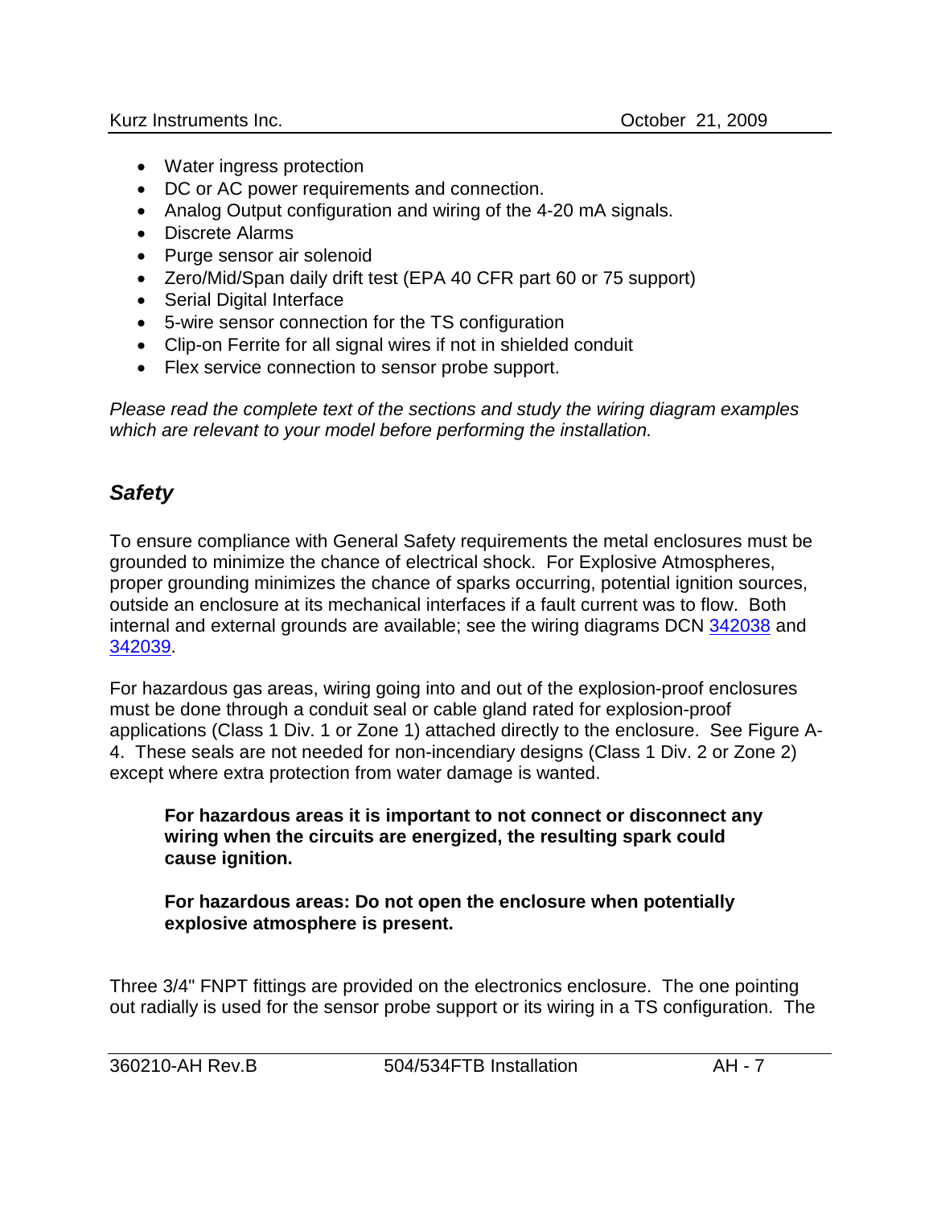- Water ingress protection
- DC or AC power requirements and connection.
- Analog Output configuration and wiring of the 4-20 mA signals.
- Discrete Alarms
- Purge sensor air solenoid
- Zero/Mid/Span daily drift test (EPA 40 CFR part 60 or 75 support)
- Serial Digital Interface
- 5-wire sensor connection for the TS configuration
- Clip-on Ferrite for all signal wires if not in shielded conduit
- Flex service connection to sensor probe support.

*Please read the complete text of the sections and study the wiring diagram examples which are relevant to your model before performing the installation.*

## *Safety*

To ensure compliance with General Safety requirements the metal enclosures must be grounded to minimize the chance of electrical shock. For Explosive Atmospheres, proper grounding minimizes the chance of sparks occurring, potential ignition sources, outside an enclosure at its mechanical interfaces if a fault current was to flow. Both internal and external grounds are available; see the wiring diagrams DCN 342038 and 342039.

For hazardous gas areas, wiring going into and out of the explosion-proof enclosures must be done through a conduit seal or cable gland rated for explosion-proof applications (Class 1 Div. 1 or Zone 1) attached directly to the enclosure. See Figure A-4. These seals are not needed for non-incendiary designs (Class 1 Div. 2 or Zone 2) except where extra protection from water damage is wanted.

**For hazardous areas it is important to not connect or disconnect any wiring when the circuits are energized, the resulting spark could cause ignition.**

**For hazardous areas: Do not open the enclosure when potentially explosive atmosphere is present.**

Three 3/4" FNPT fittings are provided on the electronics enclosure. The one pointing out radially is used for the sensor probe support or its wiring in a TS configuration. The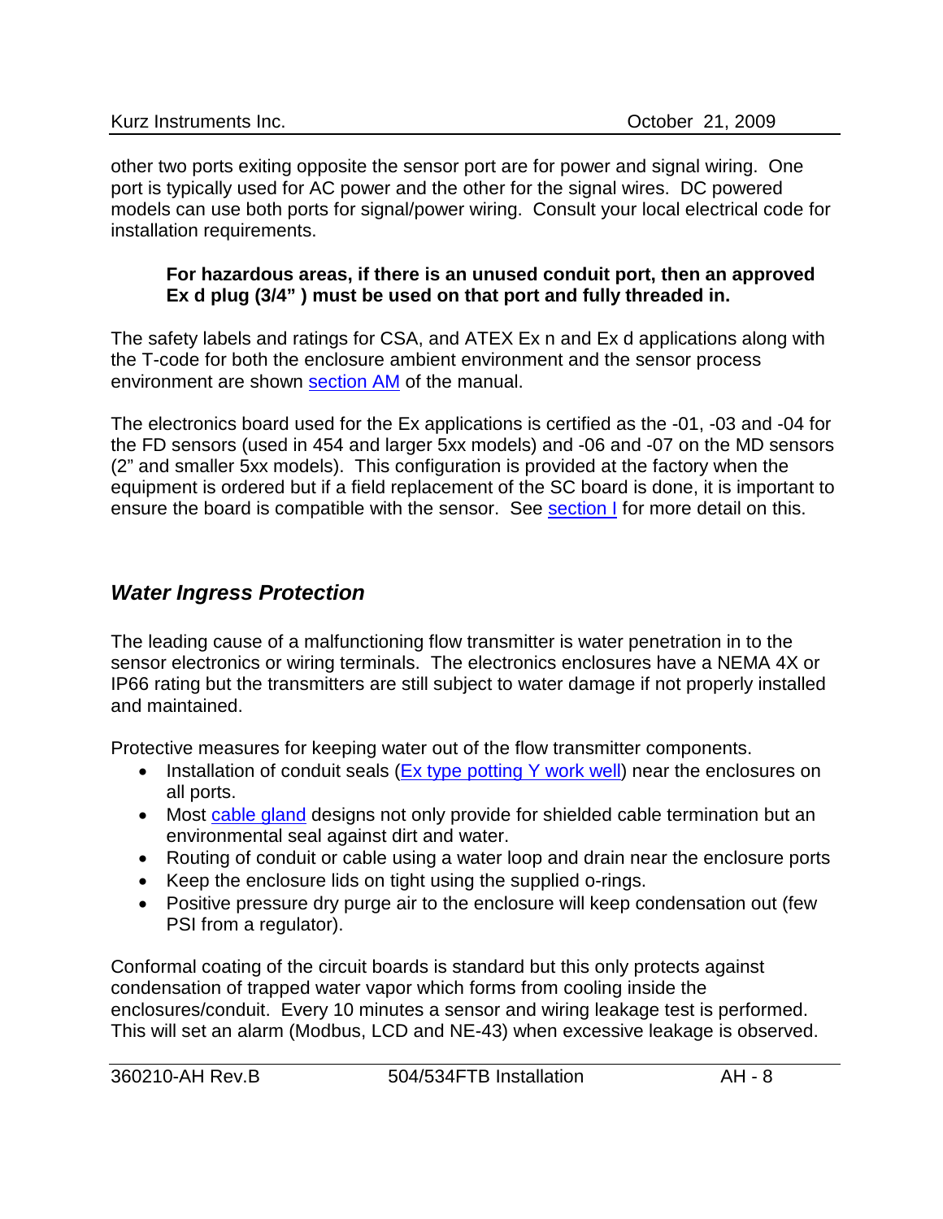other two ports exiting opposite the sensor port are for power and signal wiring. One port is typically used for AC power and the other for the signal wires. DC powered models can use both ports for signal/power wiring. Consult your local electrical code for installation requirements.

> **For hazardous areas, if there is an unused conduit port, then an approved Ex d plug (3/4" ) must be used on that port and fully threaded in.**

The safety labels and ratings for CSA, and ATEX Ex n and Ex d applications along with the T-code for both the enclosure ambient environment and the sensor process environment are shown section AM of the manual.

The electronics board used for the Ex applications is certified as the -01, -03 and -04 for the FD sensors (used in 454 and larger 5xx models) and -06 and -07 on the MD sensors (2" and smaller 5xx models). This configuration is provided at the factory when the equipment is ordered but if a field replacement of the SC board is done, it is important to ensure the board is compatible with the sensor. See section I for more detail on this.

## *Water Ingress Protection*

The leading cause of a malfunctioning flow transmitter is water penetration in to the sensor electronics or wiring terminals. The electronics enclosures have a NEMA 4X or IP66 rating but the transmitters are still subject to water damage if not properly installed and maintained.

Protective measures for keeping water out of the flow transmitter components.

- Installation of conduit seals (Ex type potting Y work well) near the enclosures on all ports.
- Most cable gland designs not only provide for shielded cable termination but an environmental seal against dirt and water.
- Routing of conduit or cable using a water loop and drain near the enclosure ports
- Keep the enclosure lids on tight using the supplied o-rings.
- Positive pressure dry purge air to the enclosure will keep condensation out (few PSI from a regulator).

Conformal coating of the circuit boards is standard but this only protects against condensation of trapped water vapor which forms from cooling inside the enclosures/conduit. Every 10 minutes a sensor and wiring leakage test is performed. This will set an alarm (Modbus, LCD and NE-43) when excessive leakage is observed.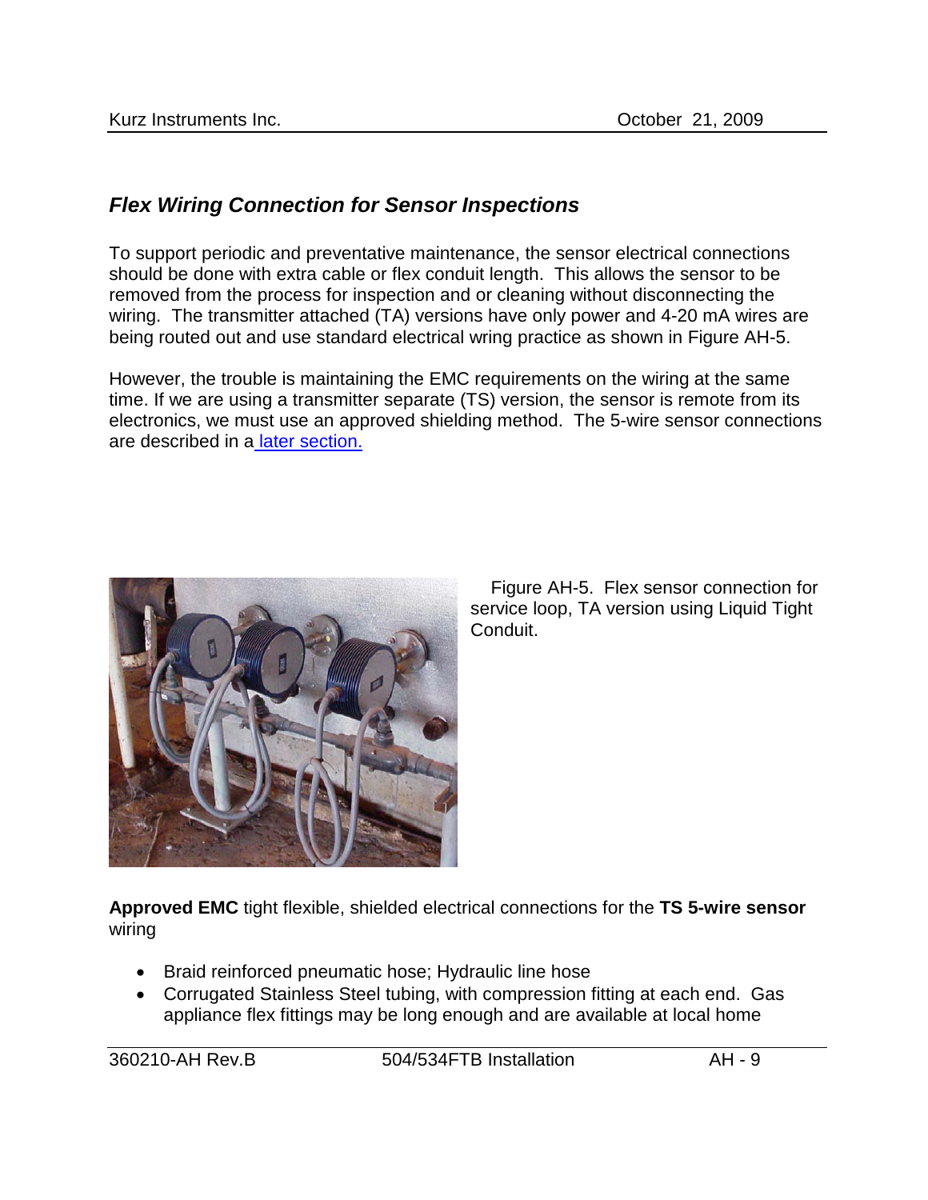## *Flex Wiring Connection for Sensor Inspections*

To support periodic and preventative maintenance, the sensor electrical connections should be done with extra cable or flex conduit length. This allows the sensor to be removed from the process for inspection and or cleaning without disconnecting the wiring. The transmitter attached (TA) versions have only power and 4-20 mA wires are being routed out and use standard electrical wring practice as shown in Figure AH-5.

However, the trouble is maintaining the EMC requirements on the wiring at the same time. If we are using a transmitter separate (TS) version, the sensor is remote from its electronics, we must use an approved shielding method. The 5-wire sensor connections are described in a later section.

Figure AH-5. Flex sensor connection for service loop, TA version using Liquid Tight Conduit.

**Approved EMC** tight flexible, shielded electrical connections for the **TS 5-wire sensor** wiring

- Braid reinforced pneumatic hose; Hydraulic line hose
- Corrugated Stainless Steel tubing, with compression fitting at each end. Gas appliance flex fittings may be long enough and are available at local home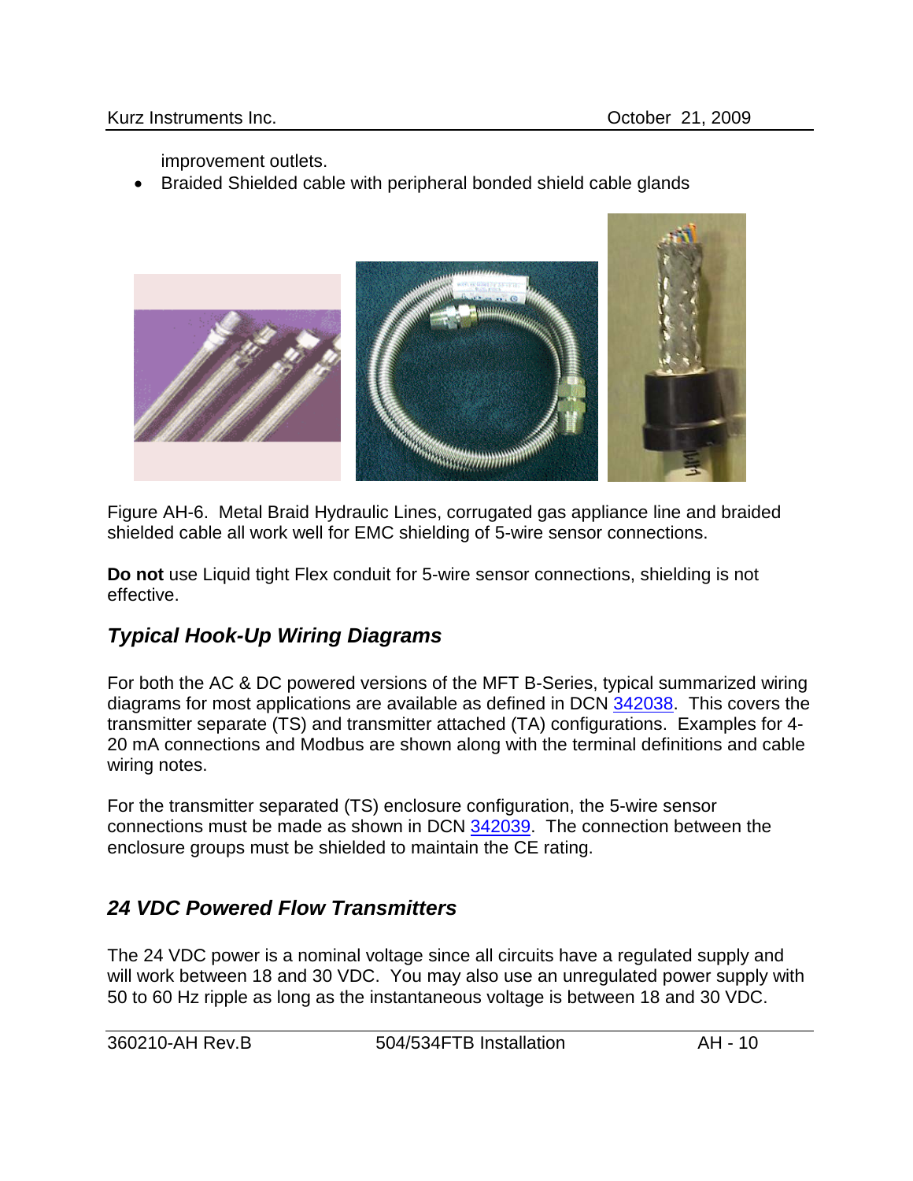improvement outlets.

- Braided Shielded cable with peripheral bonded shield cable glands

Figure AH-6. Metal Braid Hydraulic Lines, corrugated gas appliance line and braided shielded cable all work well for EMC shielding of 5-wire sensor connections.

**Do not** use Liquid tight Flex conduit for 5-wire sensor connections, shielding is not effective.

## *Typical Hook-Up Wiring Diagrams*

For both the AC & DC powered versions of the MFT B-Series, typical summarized wiring diagrams for most applications are available as defined in DCN 342038. This covers the transmitter separate (TS) and transmitter attached (TA) configurations. Examples for 4-20 mA connections and Modbus are shown along with the terminal definitions and cable wiring notes.

For the transmitter separated (TS) enclosure configuration, the 5-wire sensor connections must be made as shown in DCN 342039. The connection between the enclosure groups must be shielded to maintain the CE rating.

## *24 VDC Powered Flow Transmitters*

The 24 VDC power is a nominal voltage since all circuits have a regulated supply and will work between 18 and 30 VDC. You may also use an unregulated power supply with 50 to 60 Hz ripple as long as the instantaneous voltage is between 18 and 30 VDC.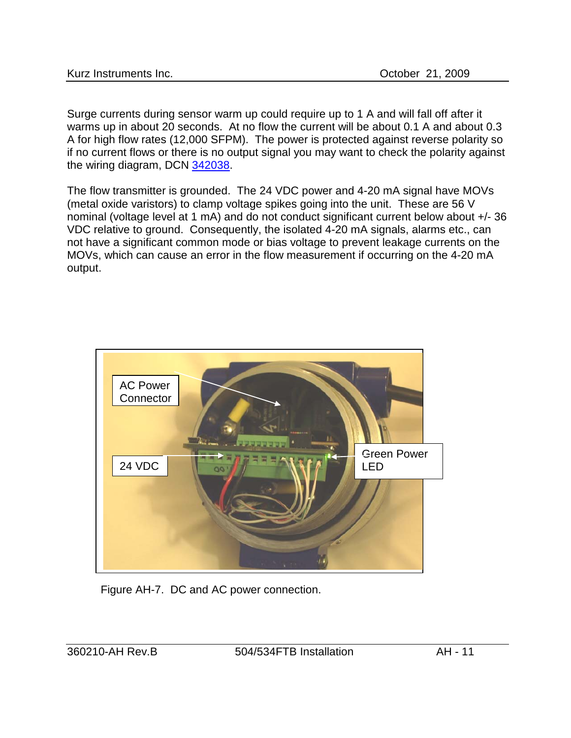Surge currents during sensor warm up could require up to 1 A and will fall off after it warms up in about 20 seconds. At no flow the current will be about 0.1 A and about 0.3 A for high flow rates (12,000 SFPM). The power is protected against reverse polarity so if no current flows or there is no output signal you may want to check the polarity against the wiring diagram, DCN 342038.

The flow transmitter is grounded. The 24 VDC power and 4-20 mA signal have MOVs (metal oxide varistors) to clamp voltage spikes going into the unit. These are 56 V nominal (voltage level at 1 mA) and do not conduct significant current below about +/- 36 VDC relative to ground. Consequently, the isolated 4-20 mA signals, alarms etc., can not have a significant common mode or bias voltage to prevent leakage currents on the MOVs, which can cause an error in the flow measurement if occurring on the 4-20 mA output.

Figure AH-7. DC and AC power connection.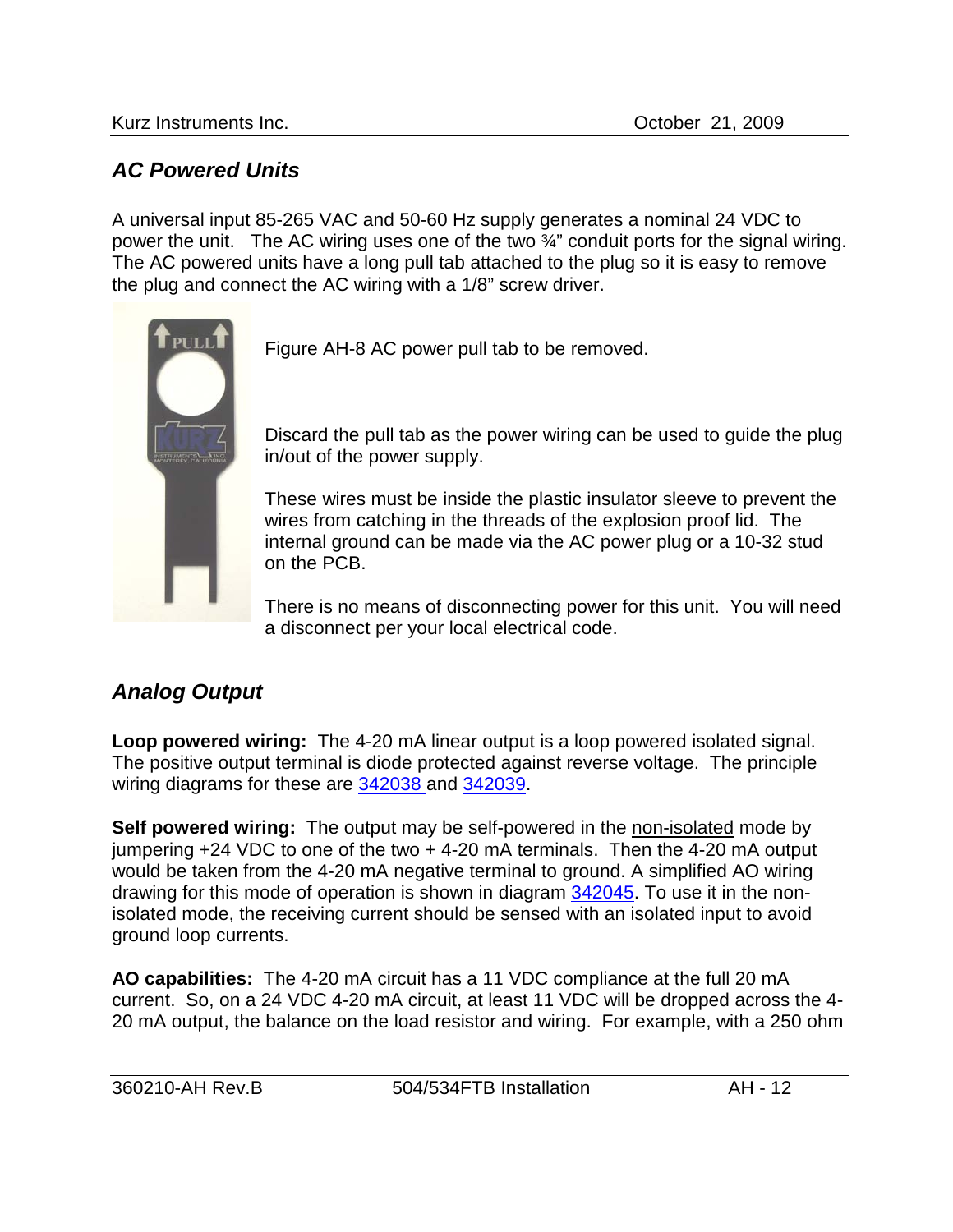## *AC Powered Units*

A universal input 85-265 VAC and 50-60 Hz supply generates a nominal 24 VDC to power the unit. The AC wiring uses one of the two ¾" conduit ports for the signal wiring. The AC powered units have a long pull tab attached to the plug so it is easy to remove the plug and connect the AC wiring with a 1/8" screw driver.

Figure AH-8 AC power pull tab to be removed.

Discard the pull tab as the power wiring can be used to guide the plug in/out of the power supply.

These wires must be inside the plastic insulator sleeve to prevent the wires from catching in the threads of the explosion proof lid. The internal ground can be made via the AC power plug or a 10-32 stud on the PCB.

There is no means of disconnecting power for this unit. You will need a disconnect per your local electrical code.

## *Analog Output*

**Loop powered wiring:** The 4-20 mA linear output is a loop powered isolated signal. The positive output terminal is diode protected against reverse voltage. The principle wiring diagrams for these are 342038 and 342039.

**Self powered wiring:** The output may be self-powered in the non-isolated mode by jumpering +24 VDC to one of the two + 4-20 mA terminals. Then the 4-20 mA output would be taken from the 4-20 mA negative terminal to ground. A simplified AO wiring drawing for this mode of operation is shown in diagram 342045. To use it in the non-isolated mode, the receiving current should be sensed with an isolated input to avoid ground loop currents.

**AO capabilities:** The 4-20 mA circuit has a 11 VDC compliance at the full 20 mA current. So, on a 24 VDC 4-20 mA circuit, at least 11 VDC will be dropped across the 4-20 mA output, the balance on the load resistor and wiring. For example, with a 250 ohm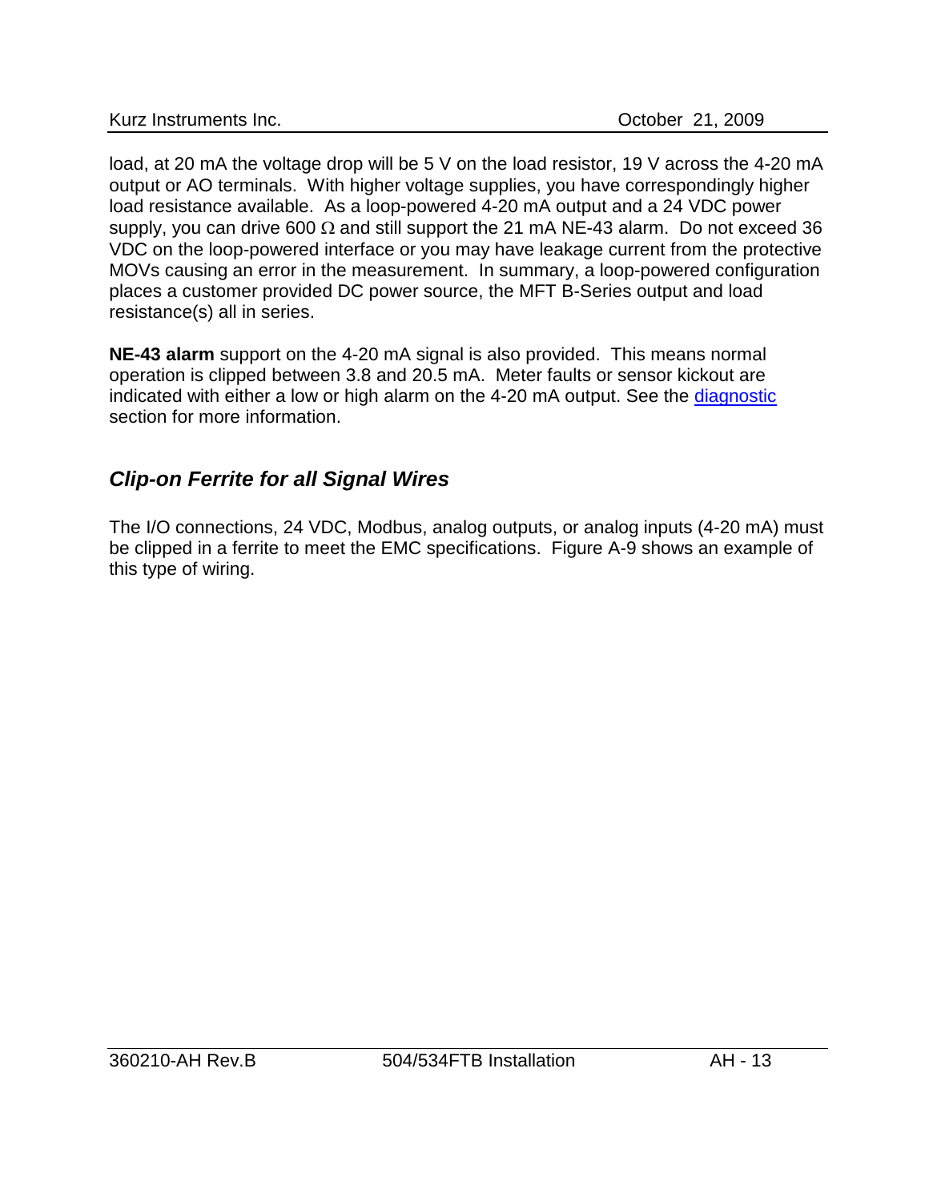load, at 20 mA the voltage drop will be 5 V on the load resistor, 19 V across the 4-20 mA output or AO terminals. With higher voltage supplies, you have correspondingly higher load resistance available. As a loop-powered 4-20 mA output and a 24 VDC power supply, you can drive 600 Ω and still support the 21 mA NE-43 alarm. Do not exceed 36 VDC on the loop-powered interface or you may have leakage current from the protective MOVs causing an error in the measurement. In summary, a loop-powered configuration places a customer provided DC power source, the MFT B-Series output and load resistance(s) all in series.

**NE-43 alarm** support on the 4-20 mA signal is also provided. This means normal operation is clipped between 3.8 and 20.5 mA. Meter faults or sensor kickout are indicated with either a low or high alarm on the 4-20 mA output. See the diagnostic section for more information.

## *Clip-on Ferrite for all Signal Wires*

The I/O connections, 24 VDC, Modbus, analog outputs, or analog inputs (4-20 mA) must be clipped in a ferrite to meet the EMC specifications. Figure A-9 shows an example of this type of wiring.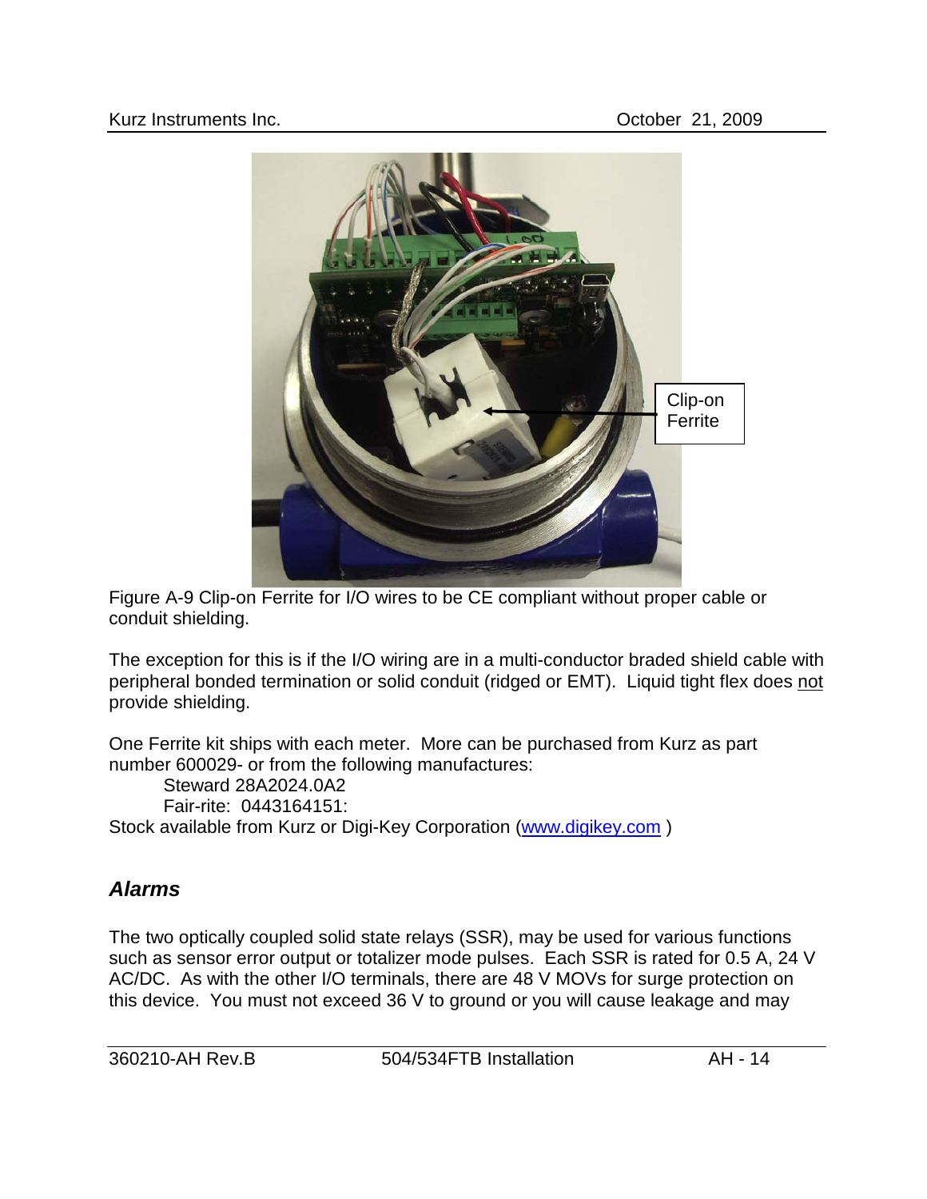Figure A-9 Clip-on Ferrite for I/O wires to be CE compliant without proper cable or conduit shielding.

The exception for this is if the I/O wiring are in a multi-conductor braded shield cable with peripheral bonded termination or solid conduit (ridged or EMT). Liquid tight flex does not provide shielding.

One Ferrite kit ships with each meter. More can be purchased from Kurz as part number 600029- or from the following manufactures:

Steward 28A2024.0A2

Fair-rite: 0443164151:

Stock available from Kurz or Digi-Key Corporation (www.digikey.com )

## *Alarms*

The two optically coupled solid state relays (SSR), may be used for various functions such as sensor error output or totalizer mode pulses. Each SSR is rated for 0.5 A, 24 V AC/DC. As with the other I/O terminals, there are 48 V MOVs for surge protection on this device. You must not exceed 36 V to ground or you will cause leakage and may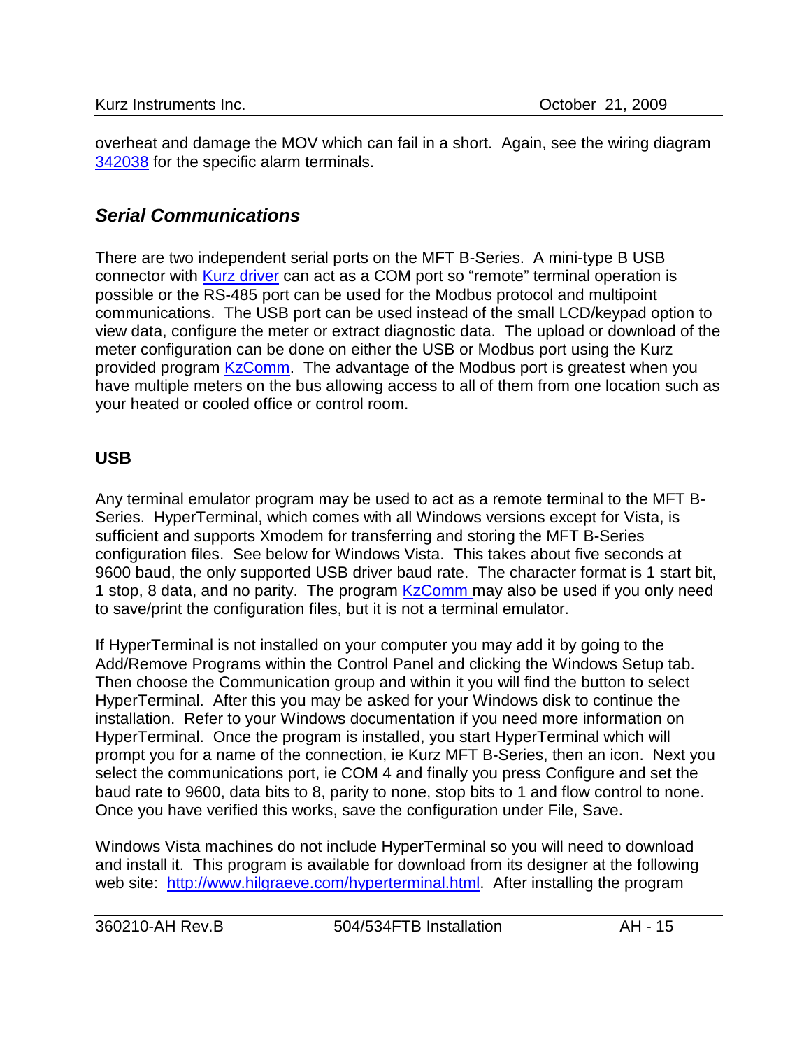overheat and damage the MOV which can fail in a short. Again, see the wiring diagram [342038](342038) for the specific alarm terminals.

## *Serial Communications*

There are two independent serial ports on the MFT B-Series. A mini-type B USB connector with [Kurz driver](Kurz driver) can act as a COM port so "remote" terminal operation is possible or the RS-485 port can be used for the Modbus protocol and multipoint communications. The USB port can be used instead of the small LCD/keypad option to view data, configure the meter or extract diagnostic data. The upload or download of the meter configuration can be done on either the USB or Modbus port using the Kurz provided program [KzComm](KzComm). The advantage of the Modbus port is greatest when you have multiple meters on the bus allowing access to all of them from one location such as your heated or cooled office or control room.

### USB

Any terminal emulator program may be used to act as a remote terminal to the MFT B-Series. HyperTerminal, which comes with all Windows versions except for Vista, is sufficient and supports Xmodem for transferring and storing the MFT B-Series configuration files. See below for Windows Vista. This takes about five seconds at 9600 baud, the only supported USB driver baud rate. The character format is 1 start bit, 1 stop, 8 data, and no parity. The program [KzComm](KzComm) may also be used if you only need to save/print the configuration files, but it is not a terminal emulator.

If HyperTerminal is not installed on your computer you may add it by going to the Add/Remove Programs within the Control Panel and clicking the Windows Setup tab. Then choose the Communication group and within it you will find the button to select HyperTerminal. After this you may be asked for your Windows disk to continue the installation. Refer to your Windows documentation if you need more information on HyperTerminal. Once the program is installed, you start HyperTerminal which will prompt you for a name of the connection, ie Kurz MFT B-Series, then an icon. Next you select the communications port, ie COM 4 and finally you press Configure and set the baud rate to 9600, data bits to 8, parity to none, stop bits to 1 and flow control to none. Once you have verified this works, save the configuration under File, Save.

Windows Vista machines do not include HyperTerminal so you will need to download and install it. This program is available for download from its designer at the following web site: [http://www.hilgraeve.com/hyperterminal.html](http://www.hilgraeve.com/hyperterminal.html). After installing the program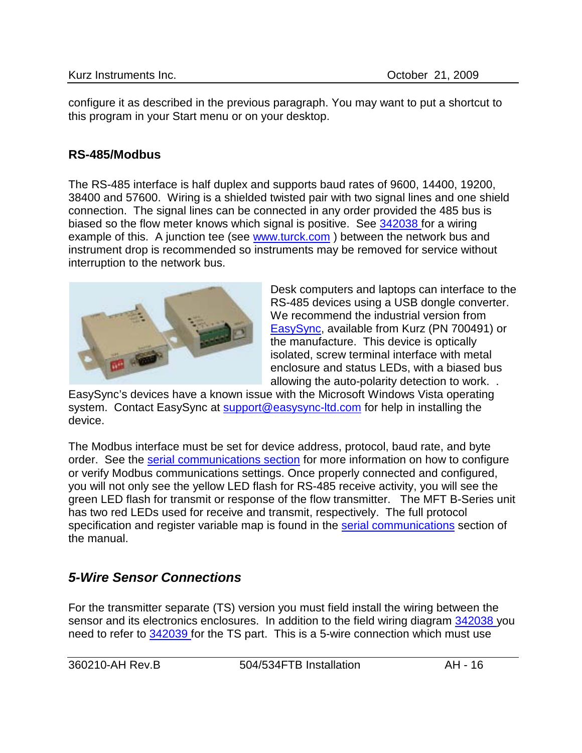configure it as described in the previous paragraph. You may want to put a shortcut to this program in your Start menu or on your desktop.

## RS-485/Modbus

The RS-485 interface is half duplex and supports baud rates of 9600, 14400, 19200, 38400 and 57600. Wiring is a shielded twisted pair with two signal lines and one shield connection. The signal lines can be connected in any order provided the 485 bus is biased so the flow meter knows which signal is positive. See 342038 for a wiring example of this. A junction tee (see www.turck.com ) between the network bus and instrument drop is recommended so instruments may be removed for service without interruption to the network bus.

Desk computers and laptops can interface to the RS-485 devices using a USB dongle converter. We recommend the industrial version from EasySync, available from Kurz (PN 700491) or the manufacture. This device is optically isolated, screw terminal interface with metal enclosure and status LEDs, with a biased bus allowing the auto-polarity detection to work. . EasySync's devices have a known issue with the Microsoft Windows Vista operating system. Contact EasySync at support@easysync-ltd.com for help in installing the device.

The Modbus interface must be set for device address, protocol, baud rate, and byte order. See the serial communications section for more information on how to configure or verify Modbus communications settings. Once properly connected and configured, you will not only see the yellow LED flash for RS-485 receive activity, you will see the green LED flash for transmit or response of the flow transmitter. The MFT B-Series unit has two red LEDs used for receive and transmit, respectively. The full protocol specification and register variable map is found in the serial communications section of the manual.

## *5-Wire Sensor Connections*

For the transmitter separate (TS) version you must field install the wiring between the sensor and its electronics enclosures. In addition to the field wiring diagram 342038 you need to refer to 342039 for the TS part. This is a 5-wire connection which must use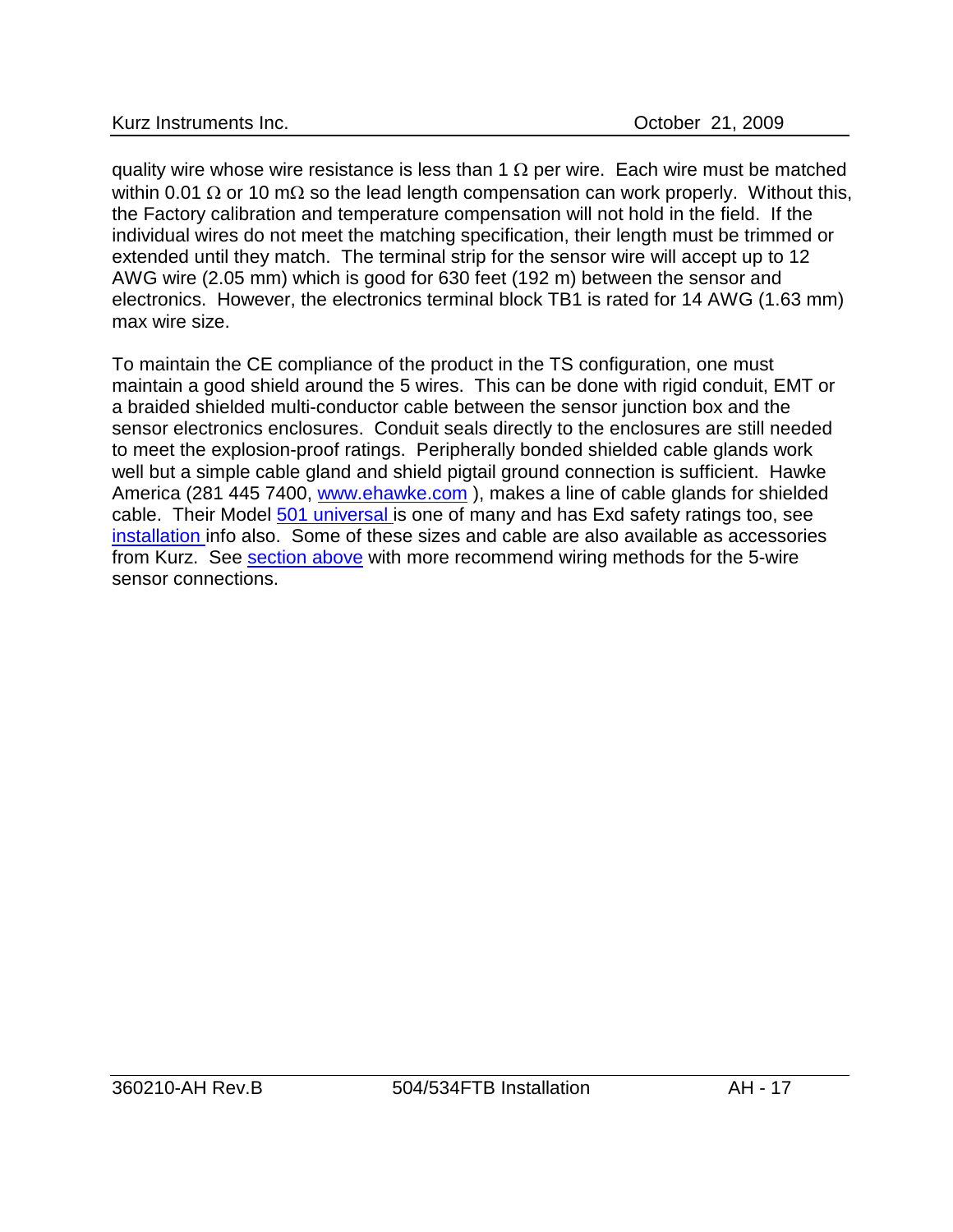quality wire whose wire resistance is less than 1 Ω per wire. Each wire must be matched within 0.01 Ω or 10 mΩ so the lead length compensation can work properly. Without this, the Factory calibration and temperature compensation will not hold in the field. If the individual wires do not meet the matching specification, their length must be trimmed or extended until they match. The terminal strip for the sensor wire will accept up to 12 AWG wire (2.05 mm) which is good for 630 feet (192 m) between the sensor and electronics. However, the electronics terminal block TB1 is rated for 14 AWG (1.63 mm) max wire size.

To maintain the CE compliance of the product in the TS configuration, one must maintain a good shield around the 5 wires. This can be done with rigid conduit, EMT or a braided shielded multi-conductor cable between the sensor junction box and the sensor electronics enclosures. Conduit seals directly to the enclosures are still needed to meet the explosion-proof ratings. Peripherally bonded shielded cable glands work well but a simple cable gland and shield pigtail ground connection is sufficient. Hawke America (281 445 7400, www.ehawke.com ), makes a line of cable glands for shielded cable. Their Model 501 universal is one of many and has Exd safety ratings too, see installation info also. Some of these sizes and cable are also available as accessories from Kurz. See section above with more recommend wiring methods for the 5-wire sensor connections.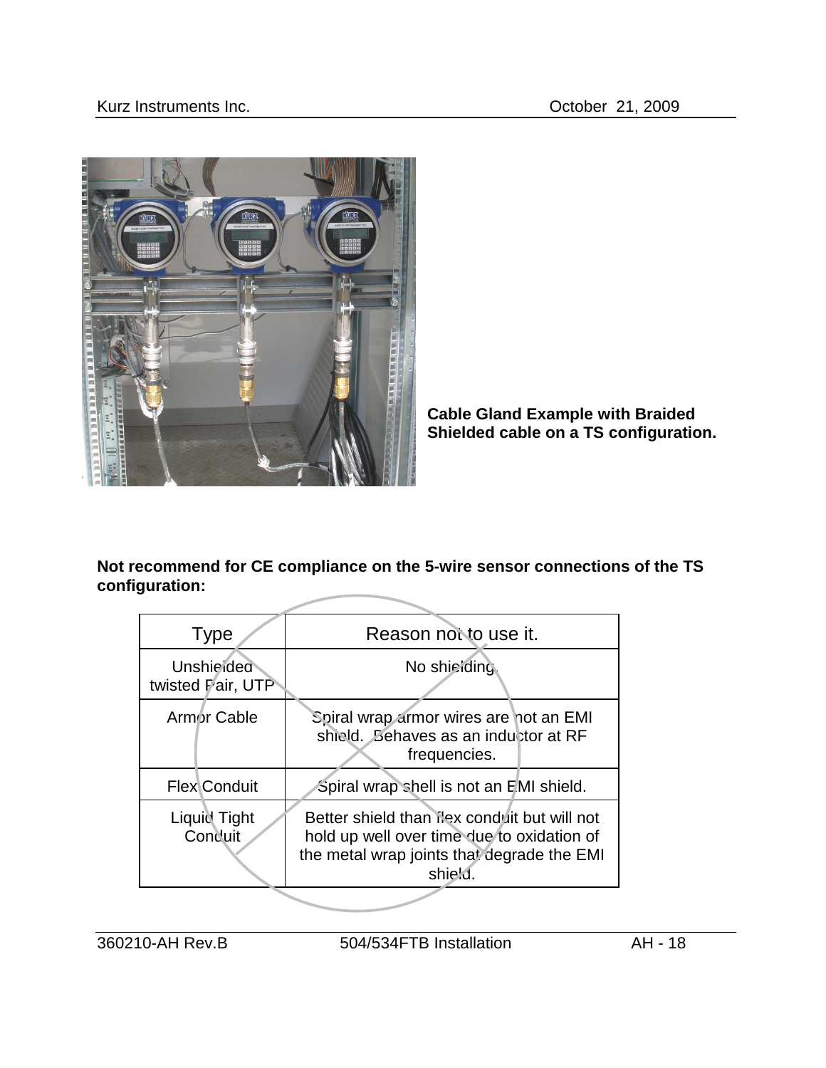**Cable Gland Example with Braided Shielded cable on a TS configuration.**

**Not recommend for CE compliance on the 5-wire sensor connections of the TS configuration:**

| Type | Reason not to use it. |
| --- | --- |
| Unshielded twisted Pair, UTP | No shielding. |
| Armor Cable | Spiral wrap armor wires are not an EMI shield. Behaves as an inductor at RF frequencies. |
| Flex Conduit | Spiral wrap shell is not an EMI shield. |
| Liquid Tight Conduit | Better shield than flex conduit but will not hold up well over time due to oxidation of the metal wrap joints that degrade the EMI shield. |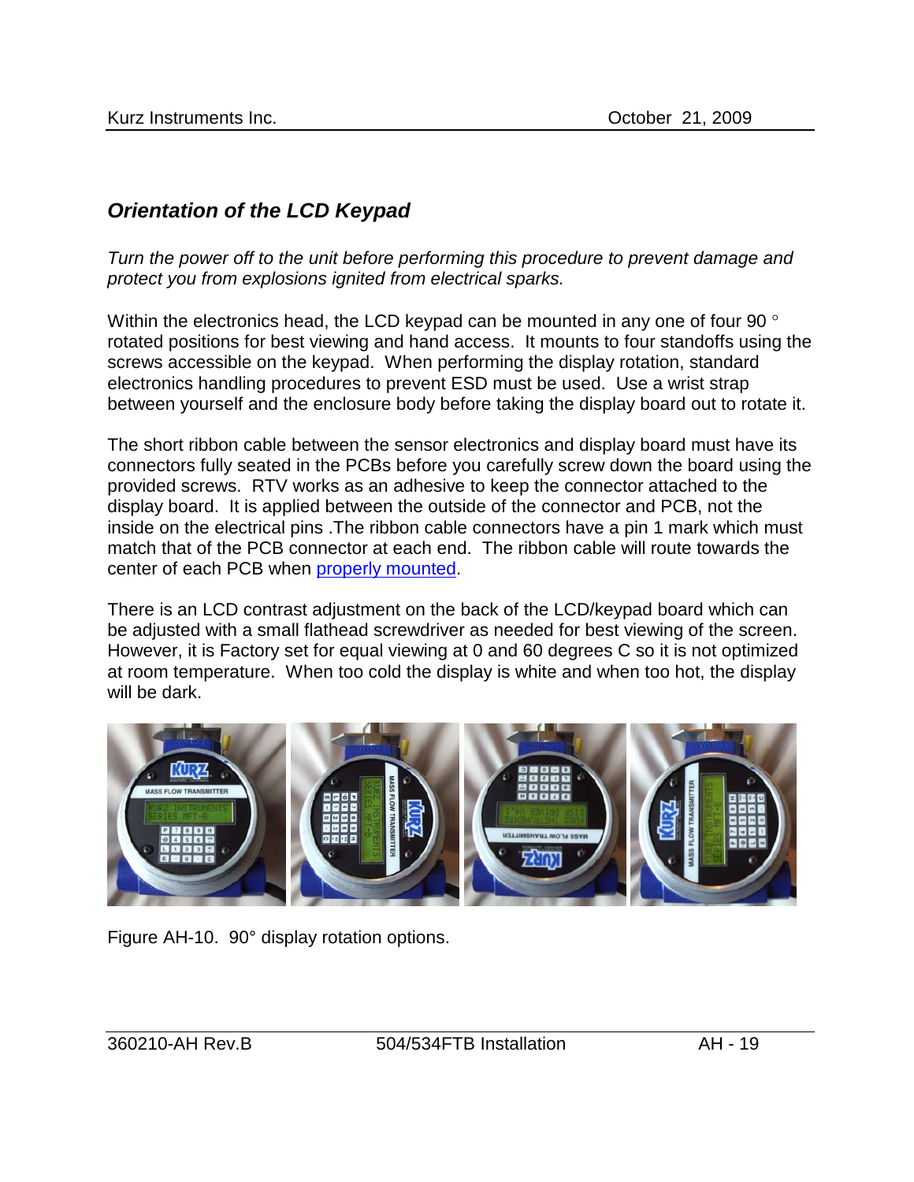## *Orientation of the LCD Keypad*

*Turn the power off to the unit before performing this procedure to prevent damage and protect you from explosions ignited from electrical sparks.*

Within the electronics head, the LCD keypad can be mounted in any one of four 90 ° rotated positions for best viewing and hand access. It mounts to four standoffs using the screws accessible on the keypad. When performing the display rotation, standard electronics handling procedures to prevent ESD must be used. Use a wrist strap between yourself and the enclosure body before taking the display board out to rotate it.

The short ribbon cable between the sensor electronics and display board must have its connectors fully seated in the PCBs before you carefully screw down the board using the provided screws. RTV works as an adhesive to keep the connector attached to the display board. It is applied between the outside of the connector and PCB, not the inside on the electrical pins .The ribbon cable connectors have a pin 1 mark which must match that of the PCB connector at each end. The ribbon cable will route towards the center of each PCB when [properly mounted](#).

There is an LCD contrast adjustment on the back of the LCD/keypad board which can be adjusted with a small flathead screwdriver as needed for best viewing of the screen. However, it is Factory set for equal viewing at 0 and 60 degrees C so it is not optimized at room temperature. When too cold the display is white and when too hot, the display will be dark.

Figure AH-10. 90° display rotation options.